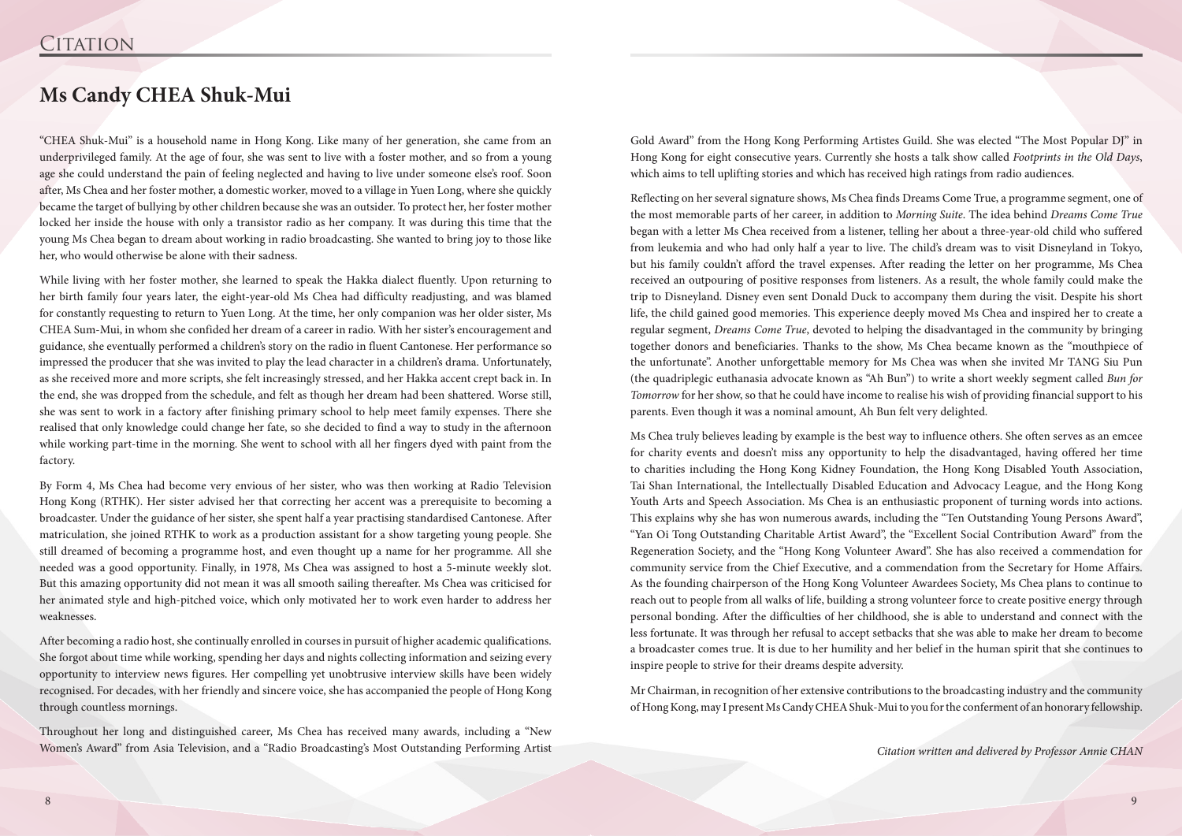# Citation

## Ms Candy CHEA Shuk-Mui

"CHEA Shuk-Mui" is a household name in Hong Kong. Like many of her generation, she came from an underprivileged family. At the age of four, she was sent to live with a foster mother, and so from a young age she could understand the pain of feeling neglected and having to live under someone else's roof. Soon after, Ms Chea and her foster mother, a domestic worker, moved to a village in Yuen Long, where she quickly became the target of bullying by other children because she was an outsider. To protect her, her foster mother locked her inside the house with only a transistor radio as her company. It was during this time that the young Ms Chea began to dream about working in radio broadcasting. She wanted to bring joy to those like her, who would otherwise be alone with their sadness.

While living with her foster mother, she learned to speak the Hakka dialect fluently. Upon returning to her birth family four years later, the eight-year-old Ms Chea had difficulty readjusting, and was blamed for constantly requesting to return to Yuen Long. At the time, her only companion was her older sister, Ms CHEA Sum-Mui, in whom she confided her dream of a career in radio. With her sister's encouragement and guidance, she eventually performed a children's story on the radio in fluent Cantonese. Her performance so impressed the producer that she was invited to play the lead character in a children's drama. Unfortunately, as she received more and more scripts, she felt increasingly stressed, and her Hakka accent crept back in. In the end, she was dropped from the schedule, and felt as though her dream had been shattered. Worse still, she was sent to work in a factory after finishing primary school to help meet family expenses. There she realised that only knowledge could change her fate, so she decided to find a way to study in the afternoon while working part-time in the morning. She went to school with all her fingers dyed with paint from the factory.

By Form 4, Ms Chea had become very envious of her sister, who was then working at Radio Television Hong Kong (RTHK). Her sister advised her that correcting her accent was a prerequisite to becoming a broadcaster. Under the guidance of her sister, she spent half a year practising standardised Cantonese. After matriculation, she joined RTHK to work as a production assistant for a show targeting young people. She still dreamed of becoming a programme host, and even thought up a name for her programme. All she needed was a good opportunity. Finally, in 1978, Ms Chea was assigned to host a 5-minute weekly slot. But this amazing opportunity did not mean it was all smooth sailing thereafter. Ms Chea was criticised for her animated style and high-pitched voice, which only motivated her to work even harder to address her weaknesses.

After becoming a radio host, she continually enrolled in courses in pursuit of higher academic qualifications. She forgot about time while working, spending her days and nights collecting information and seizing every opportunity to interview news figures. Her compelling yet unobtrusive interview skills have been widely recognised. For decades, with her friendly and sincere voice, she has accompanied the people of Hong Kong through countless mornings.

Throughout her long and distinguished career, Ms Chea has received many awards, including a "New Women's Award" from Asia Television, and a "Radio Broadcasting's Most Outstanding Performing Artist Gold Award" from the Hong Kong Performing Artistes Guild. She was elected "The Most Popular DJ" in Hong Kong for eight consecutive years. Currently she hosts a talk show called *Footprints in the Old Days*, which aims to tell uplifting stories and which has received high ratings from radio audiences.

Reflecting on her several signature shows, Ms Chea finds Dreams Come True, a programme segment, one of the most memorable parts of her career, in addition to *Morning Suite*. The idea behind *Dreams Come True* began with a letter Ms Chea received from a listener, telling her about a three-year-old child who suffered from leukemia and who had only half a year to live. The child's dream was to visit Disneyland in Tokyo, but his family couldn't afford the travel expenses. After reading the letter on her programme, Ms Chea received an outpouring of positive responses from listeners. As a result, the whole family could make the trip to Disneyland. Disney even sent Donald Duck to accompany them during the visit. Despite his short life, the child gained good memories. This experience deeply moved Ms Chea and inspired her to create a regular segment, *Dreams Come True*, devoted to helping the disadvantaged in the community by bringing together donors and beneficiaries. Thanks to the show, Ms Chea became known as the "mouthpiece of the unfortunate". Another unforgettable memory for Ms Chea was when she invited Mr TANG Siu Pun (the quadriplegic euthanasia advocate known as "Ah Bun") to write a short weekly segment called *Bun for Tomorrow* for her show, so that he could have income to realise his wish of providing financial support to his parents. Even though it was a nominal amount, Ah Bun felt very delighted.

Ms Chea truly believes leading by example is the best way to influence others. She often serves as an emcee for charity events and doesn't miss any opportunity to help the disadvantaged, having offered her time to charities including the Hong Kong Kidney Foundation, the Hong Kong Disabled Youth Association, Tai Shan International, the Intellectually Disabled Education and Advocacy League, and the Hong Kong Youth Arts and Speech Association. Ms Chea is an enthusiastic proponent of turning words into actions. This explains why she has won numerous awards, including the "Ten Outstanding Young Persons Award", "Yan Oi Tong Outstanding Charitable Artist Award", the "Excellent Social Contribution Award" from the Regeneration Society, and the "Hong Kong Volunteer Award". She has also received a commendation for community service from the Chief Executive, and a commendation from the Secretary for Home Affairs. As the founding chairperson of the Hong Kong Volunteer Awardees Society, Ms Chea plans to continue to reach out to people from all walks of life, building a strong volunteer force to create positive energy through personal bonding. After the difficulties of her childhood, she is able to understand and connect with the less fortunate. It was through her refusal to accept setbacks that she was able to make her dream to become a broadcaster comes true. It is due to her humility and her belief in the human spirit that she continues to inspire people to strive for their dreams despite adversity.

Mr Chairman, in recognition of her extensive contributions to the broadcasting industry and the community of Hong Kong, may I present Ms Candy CHEA Shuk-Mui to you for the conferment of an honorary fellowship.

*Citation written and delivered by Professor Annie CHAN*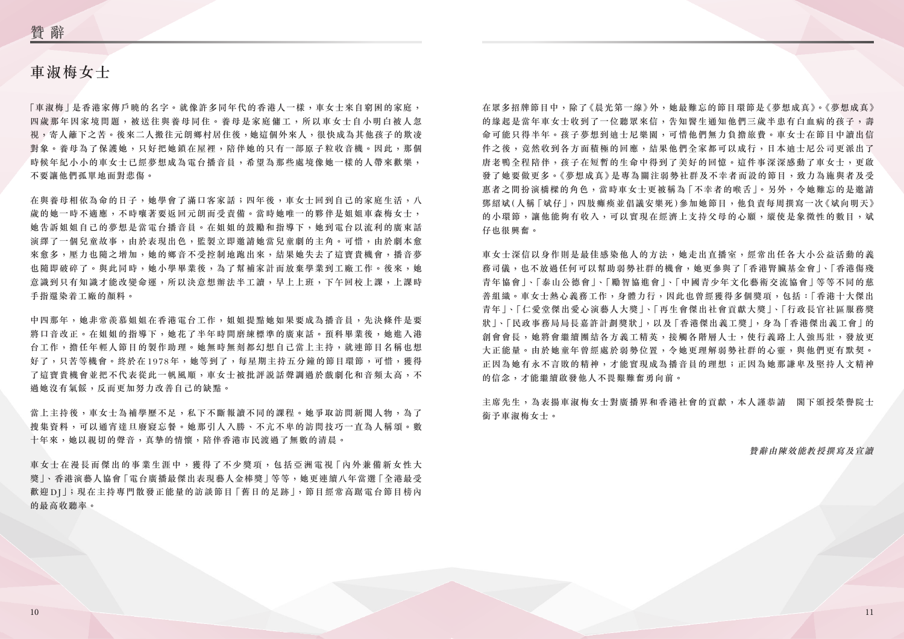# 車淑梅女士

「車淑梅」是香港家傳戶曉的名字。就像許多同年代的香港人一樣，車女士來自窮困的家庭，四歲那年因家境問題，被送往與養母同住。養母是家庭傭工，所以車女士自小明白被人忽視，寄人籬下之苦。後來二人搬往元朗鄉村居住後，她這個外來人，很快成為其他孩子的欺凌對象。養母為了保護她，只好把她鎖在屋裡，陪伴她的只有一部原子粒收音機。因此，那個時候年紀小小的車女士已經夢想成為電台播音員，希望為那些處境像她一樣的人帶來歡樂，不要讓他們孤單地面對悲傷。

在與養母相依為命的日子，她學會了滿口客家話；四年後，車女士回到自己的家庭生活，八歲的她一時不適應，不時嚷著要返回元朗而受責備。當時她唯一的夥伴是姐姐車森梅女士，她告訴姐姐自己的夢想是當電台播音員。在姐姐的鼓勵和指導下，她到電台以流利的廣東話演繹了一個兒童故事，由於表現出色，監製立即邀請她當兒童劇的主角。可惜，由於劇本愈來愈多，壓力也隨之增加，她的鄉音不受控制地跑出來，結果她失去了這寶貴機會，播音夢也隨即破碎了。與此同時，她小學畢業後，為了幫補家計而放棄學業到工廠工作。後來，她意識到只有知識才能改變命運，所以決意想辦法半工讀，早上上班，下午回校上課，上課時手指還染着工廠的顏料。

中四那年，她非常羨慕姐姐在香港電台工作，姐姐提點她如果要成為播音員，先決條件是要將口音改正。在姐姐的指導下，她花了半年時間磨練標準的廣東話。預科畢業後，她進入港台工作，擔任年輕人節目的製作助理。她無時無刻都幻想自己當上主持，就連節目名稱也想好了，只苦等機會。終於在1978年，她等到了，每星期主持五分鐘的節目環節，可惜，獲得了這寶貴機會並不代表從此一帆風順，車女士被批評說話聲調過於戲劇化和音頻太高，不過她沒有氣餒，反而更加努力改善自己的缺點。

當上主持後，車女士為補學歷不足，私下不斷報讀不同的課程。她爭取訪問新聞人物，為了搜集資料，可以通宵達旦廢寢忘餐。她那引人入勝、不亢不卑的訪問技巧一直為人稱頌。數十年來，她以親切的聲音，真摯的情懷，陪伴香港市民渡過了無數的清晨。

車女士在漫長而傑出的事業生涯中，獲得了不少獎項，包括亞洲電視「內外兼備新女性大獎」、香港演藝人協會「電台廣播最傑出表現藝人金棒獎」等等，她更連續八年當選「全港最受歡迎DJ」；現在主持專門散發正能量的訪談節目「舊日的足跡」，節目經常高踞電台節目榜內的最高收聽率。

在眾多招牌節目中，除了《晨光第一線》外，她最難忘的節目環節是《夢想成真》。《夢想成真》的緣起是當年車女士收到了一位聽眾來信，告知醫生通知他們三歲半患有白血病的孩子，壽命可能只得半年。孩子夢想到迪士尼樂園，可惜他們無力負擔旅費。車女士在節目中讀出信件之後，竟然收到各方面積極的回應，結果他們全家都可以成行，日本迪士尼公司更派出了唐老鴨全程陪伴，孩子在短暫的生命中得到了美好的回憶。這件事深深感動了車女士，更啟發了她要做更多。《夢想成真》是專為關注弱勢社群及不幸者而設的節目，致力為施與者及受惠者之間扮演橋樑的角色，當時車女士更被稱為「不幸者的喉舌」。另外，令她難忘的是邀請鄧紹斌（人稱「斌仔」，四肢癱瘓並倡議安樂死）參加她節目，他負責每周撰寫一次《斌向明天》的小環節，讓他能夠有收入，可以實現在經濟上支持父母的心願，縱使是象徵性的數目，斌仔也很興奮。

車女士深信以身作則是最佳感染他人的方法，她走出直播室，經常出任各大小公益活動的義務司儀，也不放過任何可以幫助弱勢社群的機會，她更參與了「香港腎臟基金會」、「香港傷殘青年協會」、「泰山公德會」、「勵智協進會」、「中國青少年文化藝術交流協會」等等不同的慈善組織。車女士熱心義務工作，身體力行，因此也曾經獲得多個獎項，包括：「香港十大傑出青年」、「仁愛堂傑出愛心演藝人大獎」、「再生會傑出社會貢獻大獎」、「行政長官社區服務獎狀」、「民政事務局局長嘉許計劃獎狀」，以及「香港傑出義工獎」，身為「香港傑出義工會」的創會會長，她將會繼續團結各方義工精英，接觸各階層人士，使行義路上人強馬壯，發放更大正能量。由於她童年曾經處於弱勢位置，令她更理解弱勢社群的心靈，與他們更有默契。正因為她有永不言敗的精神，才能實現成為播音員的理想；正因為她那謙卑及堅持人文精神的信念，才能繼續啟發他人不畏艱難奮勇向前。

主席先生，為表揚車淑梅女士對廣播界和香港社會的貢獻，本人謹恭請　閣下頒授榮譽院士銜予車淑梅女士。

*贊辭由陳效能教授撰寫及宣讀*